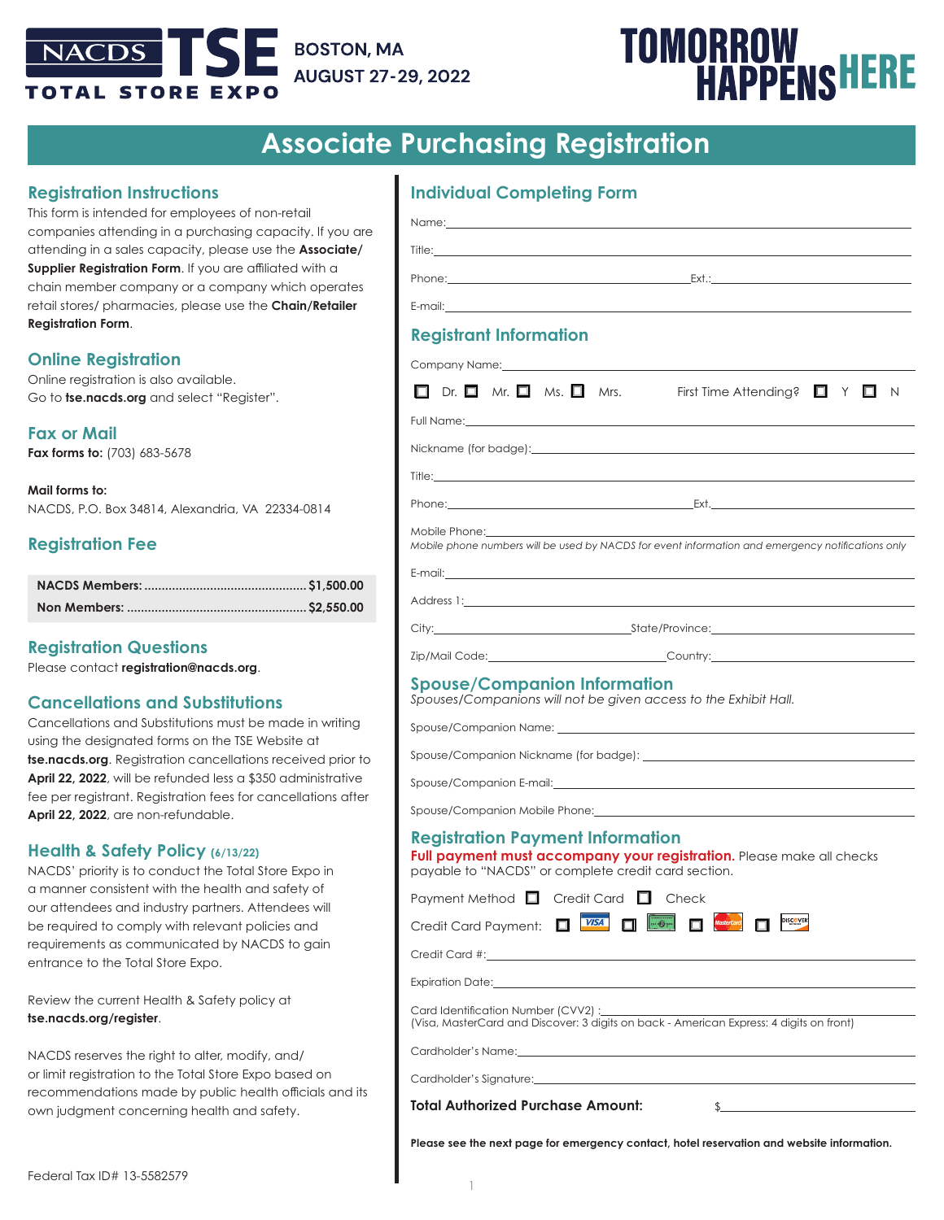NACDS TSE TOTAL STORE EXPO

BOSTON, MA
AUGUST 27-29, 2022

TOMORROW HAPPENS HERE

# Associate Purchasing Registration

## Registration Instructions

This form is intended for employees of non-retail companies attending in a purchasing capacity. If you are attending in a sales capacity, please use the **Associate/ Supplier Registration Form**. If you are affiliated with a chain member company or a company which operates retail stores/ pharmacies, please use the **Chain/Retailer Registration Form**.

## Online Registration

Online registration is also available.
Go to **tse.nacds.org** and select "Register".

## Fax or Mail

**Fax forms to:** (703) 683-5678

**Mail forms to:**
NACDS, P.O. Box 34814, Alexandria, VA 22334-0814

## Registration Fee

| | |
|---|---|
| **NACDS Members:** | **$1,500.00** |
| **Non Members:** | **$2,550.00** |

## Registration Questions

Please contact **registration@nacds.org**.

## Cancellations and Substitutions

Cancellations and Substitutions must be made in writing using the designated forms on the TSE Website at **tse.nacds.org**. Registration cancellations received prior to **April 22, 2022**, will be refunded less a $350 administrative fee per registrant. Registration fees for cancellations after **April 22, 2022**, are non-refundable.

## Health & Safety Policy (6/13/22)

NACDS' priority is to conduct the Total Store Expo in a manner consistent with the health and safety of our attendees and industry partners. Attendees will be required to comply with relevant policies and requirements as communicated by NACDS to gain entrance to the Total Store Expo.

Review the current Health & Safety policy at **tse.nacds.org/register**.

NACDS reserves the right to alter, modify, and/ or limit registration to the Total Store Expo based on recommendations made by public health officials and its own judgment concerning health and safety.

Federal Tax ID# 13-5582579

## Individual Completing Form

Name: ______________________________

Title: ______________________________

Phone: ______________________ Ext.: ______________

E-mail: ______________________________

## Registrant Information

Company Name: ______________________________

☐ Dr. ☐ Mr. ☐ Ms. ☐ Mrs. First Time Attending? ☐ Y ☐ N

Full Name: ______________________________

Nickname (for badge): ______________________________

Title: ______________________________

Phone: ______________________ Ext. ______________

Mobile Phone: ______________________________
*Mobile phone numbers will be used by NACDS for event information and emergency notifications only*

E-mail: ______________________________

Address 1: ______________________________

City: ______________________ State/Province: ______________________

Zip/Mail Code: ______________________ Country: ______________________

## Spouse/Companion Information

*Spouses/Companions will not be given access to the Exhibit Hall.*

Spouse/Companion Name: ______________________________

Spouse/Companion Nickname (for badge): ______________________________

Spouse/Companion E-mail: ______________________________

Spouse/Companion Mobile Phone: ______________________________

## Registration Payment Information

**Full payment must accompany your registration.** Please make all checks payable to "NACDS" or complete credit card section.

Payment Method ☐ Credit Card ☐ Check

Credit Card Payment: ☐ VISA ☐ American Express ☐ MasterCard ☐ DISCOVER

Credit Card #: ______________________________

Expiration Date: ______________________________

Card Identification Number (CVV2) : ______________________________
(Visa, MasterCard and Discover: 3 digits on back - American Express: 4 digits on front)

Cardholder's Name: ______________________________

Cardholder's Signature: ______________________________

**Total Authorized Purchase Amount:** $______________

**Please see the next page for emergency contact, hotel reservation and website information.**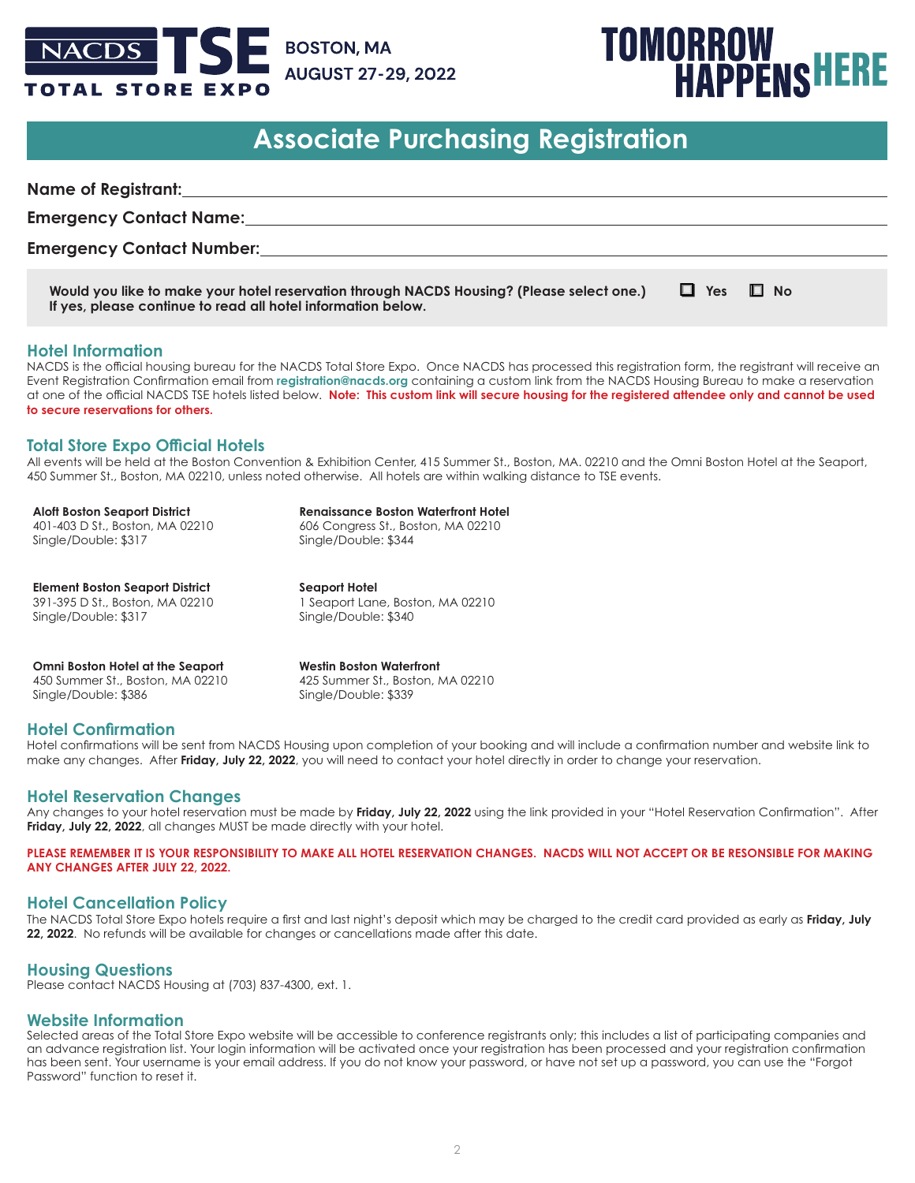NACDS TSE TOTAL STORE EXPO

**BOSTON, MA**
**AUGUST 27-29, 2022**

TOMORROW HAPPENS HERE

# Associate Purchasing Registration

**Name of Registrant:** ____________________

**Emergency Contact Name:** ____________________

**Emergency Contact Number:** ____________________

**Would you like to make your hotel reservation through NACDS Housing? (Please select one.)** ☐ **Yes** ☐ **No**
**If yes, please continue to read all hotel information below.**

## Hotel Information

NACDS is the official housing bureau for the NACDS Total Store Expo. Once NACDS has processed this registration form, the registrant will receive an Event Registration Confirmation email from **registration@nacds.org** containing a custom link from the NACDS Housing Bureau to make a reservation at one of the official NACDS TSE hotels listed below. **Note: This custom link will secure housing for the registered attendee only and cannot be used to secure reservations for others.**

## Total Store Expo Official Hotels

All events will be held at the Boston Convention & Exhibition Center, 415 Summer St., Boston, MA. 02210 and the Omni Boston Hotel at the Seaport, 450 Summer St., Boston, MA 02210, unless noted otherwise. All hotels are within walking distance to TSE events.

**Aloft Boston Seaport District**
401-403 D St., Boston, MA 02210
Single/Double: $317

**Element Boston Seaport District**
391-395 D St., Boston, MA 02210
Single/Double: $317

**Omni Boston Hotel at the Seaport**
450 Summer St., Boston, MA 02210
Single/Double: $386

**Renaissance Boston Waterfront Hotel**
606 Congress St., Boston, MA 02210
Single/Double: $344

**Seaport Hotel**
1 Seaport Lane, Boston, MA 02210
Single/Double: $340

**Westin Boston Waterfront**
425 Summer St., Boston, MA 02210
Single/Double: $339

## Hotel Confirmation

Hotel confirmations will be sent from NACDS Housing upon completion of your booking and will include a confirmation number and website link to make any changes. After **Friday, July 22, 2022**, you will need to contact your hotel directly in order to change your reservation.

## Hotel Reservation Changes

Any changes to your hotel reservation must be made by **Friday, July 22, 2022** using the link provided in your "Hotel Reservation Confirmation". After **Friday, July 22, 2022**, all changes MUST be made directly with your hotel.

**PLEASE REMEMBER IT IS YOUR RESPONSIBILITY TO MAKE ALL HOTEL RESERVATION CHANGES. NACDS WILL NOT ACCEPT OR BE RESONSIBLE FOR MAKING ANY CHANGES AFTER JULY 22, 2022.**

## Hotel Cancellation Policy

The NACDS Total Store Expo hotels require a first and last night's deposit which may be charged to the credit card provided as early as **Friday, July 22, 2022**. No refunds will be available for changes or cancellations made after this date.

## Housing Questions

Please contact NACDS Housing at (703) 837-4300, ext. 1.

## Website Information

Selected areas of the Total Store Expo website will be accessible to conference registrants only; this includes a list of participating companies and an advance registration list. Your login information will be activated once your registration has been processed and your registration confirmation has been sent. Your username is your email address. If you do not know your password, or have not set up a password, you can use the "Forgot Password" function to reset it.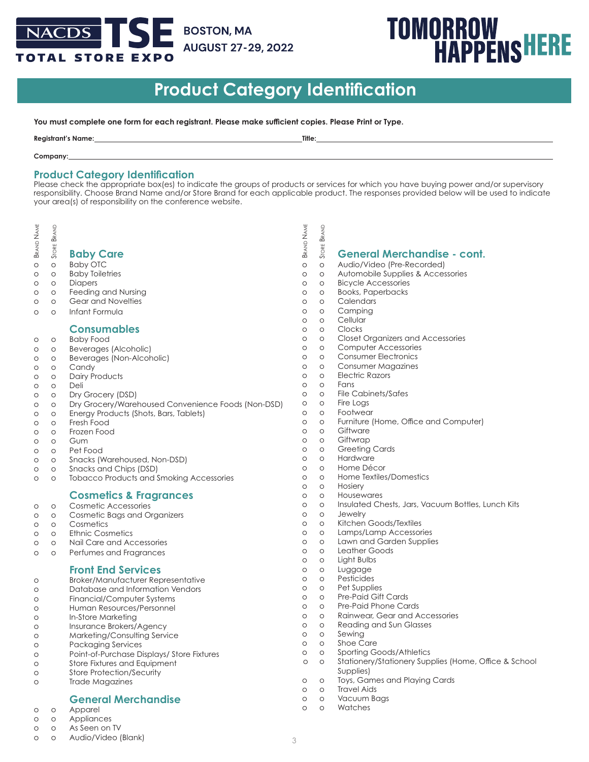NACDS TSE TOTAL STORE EXPO

BOSTON, MA
AUGUST 27-29, 2022

TOMORROW HAPPENS HERE

# Product Category Identification

**You must complete one form for each registrant. Please make sufficient copies. Please Print or Type.**

**Registrant's Name:**\_\_\_\_\_\_\_\_\_\_\_\_\_\_\_\_\_\_\_\_ **Title:**\_\_\_\_\_\_\_\_\_\_\_\_\_\_\_\_\_\_\_\_

**Company:**\_\_\_\_\_\_\_\_\_\_\_\_\_\_\_\_\_\_\_\_\_\_\_\_\_\_\_\_\_\_\_\_\_\_\_\_\_\_\_\_

## Product Category Identification

Please check the appropriate box(es) to indicate the groups of products or services for which you have buying power and/or supervisory responsibility. Choose Brand Name and/or Store Brand for each applicable product. The responses provided below will be used to indicate your area(s) of responsibility on the conference website.

### Baby Care

| Brand Name | Store Brand | |
|---|---|---|
| o | o | Baby OTC |
| o | o | Baby Toiletries |
| o | o | Diapers |
| o | o | Feeding and Nursing |
| o | o | Gear and Novelties |
| o | o | Infant Formula |

### Consumables

| Brand Name | Store Brand | |
|---|---|---|
| o | o | Baby Food |
| o | o | Beverages (Alcoholic) |
| o | o | Beverages (Non-Alcoholic) |
| o | o | Candy |
| o | o | Dairy Products |
| o | o | Deli |
| o | o | Dry Grocery (DSD) |
| o | o | Dry Grocery/Warehoused Convenience Foods (Non-DSD) |
| o | o | Energy Products (Shots, Bars, Tablets) |
| o | o | Fresh Food |
| o | o | Frozen Food |
| o | o | Gum |
| o | o | Pet Food |
| o | o | Snacks (Warehoused, Non-DSD) |
| o | o | Snacks and Chips (DSD) |
| o | o | Tobacco Products and Smoking Accessories |

### Cosmetics & Fragrances

| Brand Name | Store Brand | |
|---|---|---|
| o | o | Cosmetic Accessories |
| o | o | Cosmetic Bags and Organizers |
| o | o | Cosmetics |
| o | o | Ethnic Cosmetics |
| o | o | Nail Care and Accessories |
| o | o | Perfumes and Fragrances |

### Front End Services

| Brand Name | Store Brand | |
|---|---|---|
| o | | Broker/Manufacturer Representative |
| o | | Database and Information Vendors |
| o | | Financial/Computer Systems |
| o | | Human Resources/Personnel |
| o | | In-Store Marketing |
| o | | Insurance Brokers/Agency |
| o | | Marketing/Consulting Service |
| o | | Packaging Services |
| o | | Point-of-Purchase Displays/ Store Fixtures |
| o | | Store Fixtures and Equipment |
| o | | Store Protection/Security |
| o | | Trade Magazines |

### General Merchandise

| Brand Name | Store Brand | |
|---|---|---|
| o | o | Apparel |
| o | o | Appliances |
| o | o | As Seen on TV |
| o | o | Audio/Video (Blank) |

### General Merchandise - cont.

| Brand Name | Store Brand | |
|---|---|---|
| o | o | Audio/Video (Pre-Recorded) |
| o | o | Automobile Supplies & Accessories |
| o | o | Bicycle Accessories |
| o | o | Books, Paperbacks |
| o | o | Calendars |
| o | o | Camping |
| o | o | Cellular |
| o | o | Clocks |
| o | o | Closet Organizers and Accessories |
| o | o | Computer Accessories |
| o | o | Consumer Electronics |
| o | o | Consumer Magazines |
| o | o | Electric Razors |
| o | o | Fans |
| o | o | File Cabinets/Safes |
| o | o | Fire Logs |
| o | o | Footwear |
| o | o | Furniture (Home, Office and Computer) |
| o | o | Giftware |
| o | o | Giftwrap |
| o | o | Greeting Cards |
| o | o | Hardware |
| o | o | Home Décor |
| o | o | Home Textiles/Domestics |
| o | o | Hosiery |
| o | o | Housewares |
| o | o | Insulated Chests, Jars, Vacuum Bottles, Lunch Kits |
| o | o | Jewelry |
| o | o | Kitchen Goods/Textiles |
| o | o | Lamps/Lamp Accessories |
| o | o | Lawn and Garden Supplies |
| o | o | Leather Goods |
| o | o | Light Bulbs |
| o | o | Luggage |
| o | o | Pesticides |
| o | o | Pet Supplies |
| o | o | Pre-Paid Gift Cards |
| o | o | Pre-Paid Phone Cards |
| o | o | Rainwear, Gear and Accessories |
| o | o | Reading and Sun Glasses |
| o | o | Sewing |
| o | o | Shoe Care |
| o | o | Sporting Goods/Athletics |
| o | o | Stationery/Stationery Supplies (Home, Office & School Supplies) |
| o | o | Toys, Games and Playing Cards |
| o | o | Travel Aids |
| o | o | Vacuum Bags |
| o | o | Watches |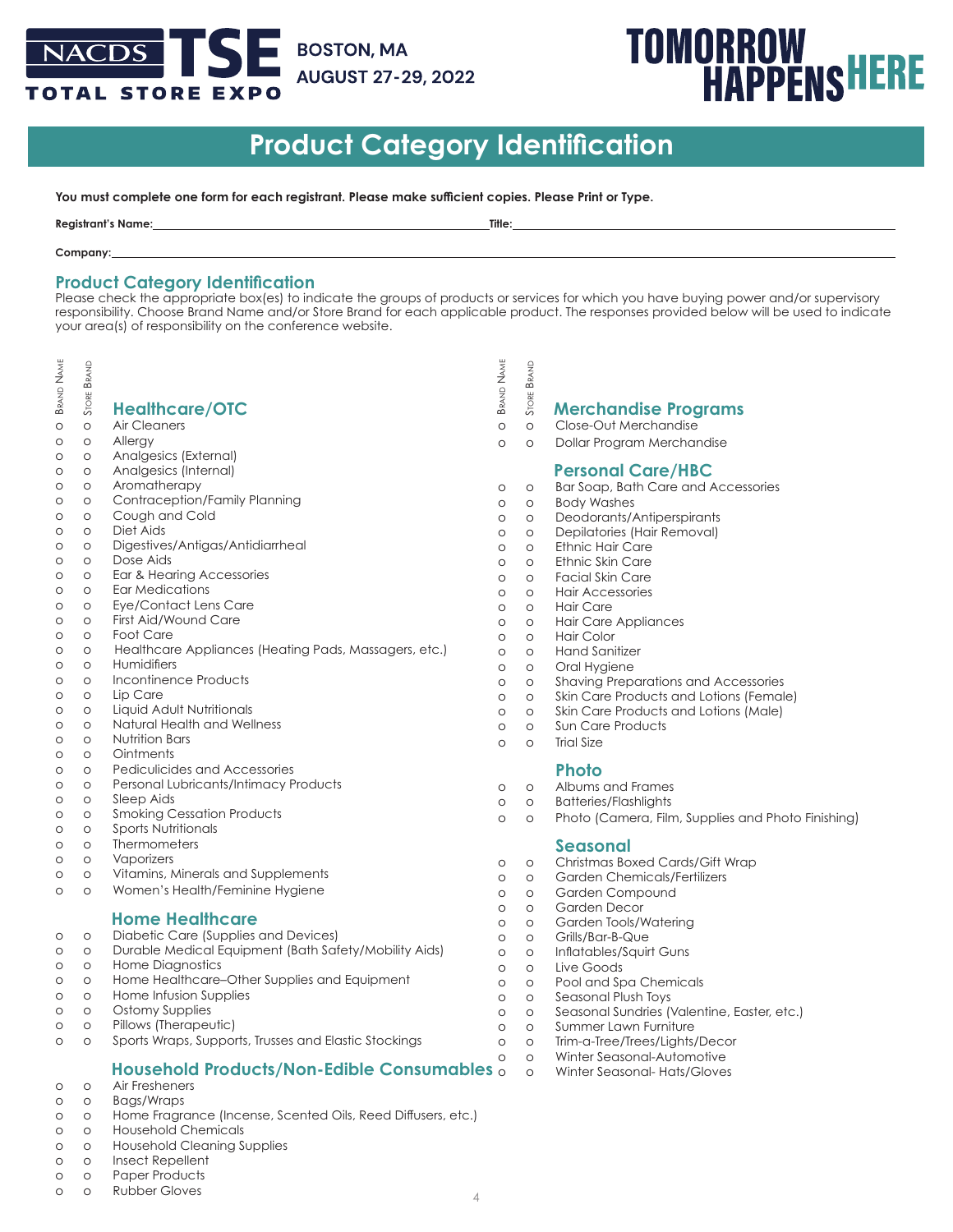NACDS TSE TOTAL STORE EXPO

BOSTON, MA
AUGUST 27-29, 2022

TOMORROW HAPPENS HERE

# Product Category Identification

**You must complete one form for each registrant. Please make sufficient copies. Please Print or Type.**

**Registrant's Name:**\_\_\_\_\_\_\_\_\_\_\_\_\_\_\_\_\_\_\_\_\_\_\_\_\_\_\_\_\_\_ **Title:**\_\_\_\_\_\_\_\_\_\_\_\_\_\_\_\_\_\_\_\_\_\_\_\_\_\_\_\_\_\_

**Company:**\_\_\_\_\_\_\_\_\_\_\_\_\_\_\_\_\_\_\_\_\_\_\_\_\_\_\_\_\_\_\_\_\_\_\_\_\_\_\_\_\_\_\_\_\_\_\_\_\_\_\_\_\_\_\_\_\_\_\_\_

## Product Category Identification

Please check the appropriate box(es) to indicate the groups of products or services for which you have buying power and/or supervisory responsibility. Choose Brand Name and/or Store Brand for each applicable product. The responses provided below will be used to indicate your area(s) of responsibility on the conference website.

### Healthcare/OTC

| Brand Name | Store Brand | |
|---|---|---|
| o | o | Air Cleaners |
| o | o | Allergy |
| o | o | Analgesics (External) |
| o | o | Analgesics (Internal) |
| o | o | Aromatherapy |
| o | o | Contraception/Family Planning |
| o | o | Cough and Cold |
| o | o | Diet Aids |
| o | o | Digestives/Antigas/Antidiarrheal |
| o | o | Dose Aids |
| o | o | Ear & Hearing Accessories |
| o | o | Ear Medications |
| o | o | Eye/Contact Lens Care |
| o | o | First Aid/Wound Care |
| o | o | Foot Care |
| o | o | Healthcare Appliances (Heating Pads, Massagers, etc.) |
| o | o | Humidifiers |
| o | o | Incontinence Products |
| o | o | Lip Care |
| o | o | Liquid Adult Nutritionals |
| o | o | Natural Health and Wellness |
| o | o | Nutrition Bars |
| o | o | Ointments |
| o | o | Pediculicides and Accessories |
| o | o | Personal Lubricants/Intimacy Products |
| o | o | Sleep Aids |
| o | o | Smoking Cessation Products |
| o | o | Sports Nutritionals |
| o | o | Thermometers |
| o | o | Vaporizers |
| o | o | Vitamins, Minerals and Supplements |
| o | o | Women's Health/Feminine Hygiene |

### Home Healthcare

| Brand Name | Store Brand | |
|---|---|---|
| o | o | Diabetic Care (Supplies and Devices) |
| o | o | Durable Medical Equipment (Bath Safety/Mobility Aids) |
| o | o | Home Diagnostics |
| o | o | Home Healthcare–Other Supplies and Equipment |
| o | o | Home Infusion Supplies |
| o | o | Ostomy Supplies |
| o | o | Pillows (Therapeutic) |
| o | o | Sports Wraps, Supports, Trusses and Elastic Stockings |

### Household Products/Non-Edible Consumables

| Brand Name | Store Brand | |
|---|---|---|
| o | o | Air Fresheners |
| o | o | Bags/Wraps |
| o | o | Home Fragrance (Incense, Scented Oils, Reed Diffusers, etc.) |
| o | o | Household Chemicals |
| o | o | Household Cleaning Supplies |
| o | o | Insect Repellent |
| o | o | Paper Products |
| o | o | Rubber Gloves |

### Merchandise Programs

| Brand Name | Store Brand | |
|---|---|---|
| o | o | Close-Out Merchandise |
| o | o | Dollar Program Merchandise |

### Personal Care/HBC

| Brand Name | Store Brand | |
|---|---|---|
| o | o | Bar Soap, Bath Care and Accessories |
| o | o | Body Washes |
| o | o | Deodorants/Antiperspirants |
| o | o | Depilatories (Hair Removal) |
| o | o | Ethnic Hair Care |
| o | o | Ethnic Skin Care |
| o | o | Facial Skin Care |
| o | o | Hair Accessories |
| o | o | Hair Care |
| o | o | Hair Care Appliances |
| o | o | Hair Color |
| o | o | Hand Sanitizer |
| o | o | Oral Hygiene |
| o | o | Shaving Preparations and Accessories |
| o | o | Skin Care Products and Lotions (Female) |
| o | o | Skin Care Products and Lotions (Male) |
| o | o | Sun Care Products |
| o | o | Trial Size |

### Photo

| Brand Name | Store Brand | |
|---|---|---|
| o | o | Albums and Frames |
| o | o | Batteries/Flashlights |
| o | o | Photo (Camera, Film, Supplies and Photo Finishing) |

### Seasonal

| Brand Name | Store Brand | |
|---|---|---|
| o | o | Christmas Boxed Cards/Gift Wrap |
| o | o | Garden Chemicals/Fertilizers |
| o | o | Garden Compound |
| o | o | Garden Decor |
| o | o | Garden Tools/Watering |
| o | o | Grills/Bar-B-Que |
| o | o | Inflatables/Squirt Guns |
| o | o | Live Goods |
| o | o | Pool and Spa Chemicals |
| o | o | Seasonal Plush Toys |
| o | o | Seasonal Sundries (Valentine, Easter, etc.) |
| o | o | Summer Lawn Furniture |
| o | o | Trim-a-Tree/Trees/Lights/Decor |
| o | o | Winter Seasonal-Automotive |
| o | o | Winter Seasonal- Hats/Gloves |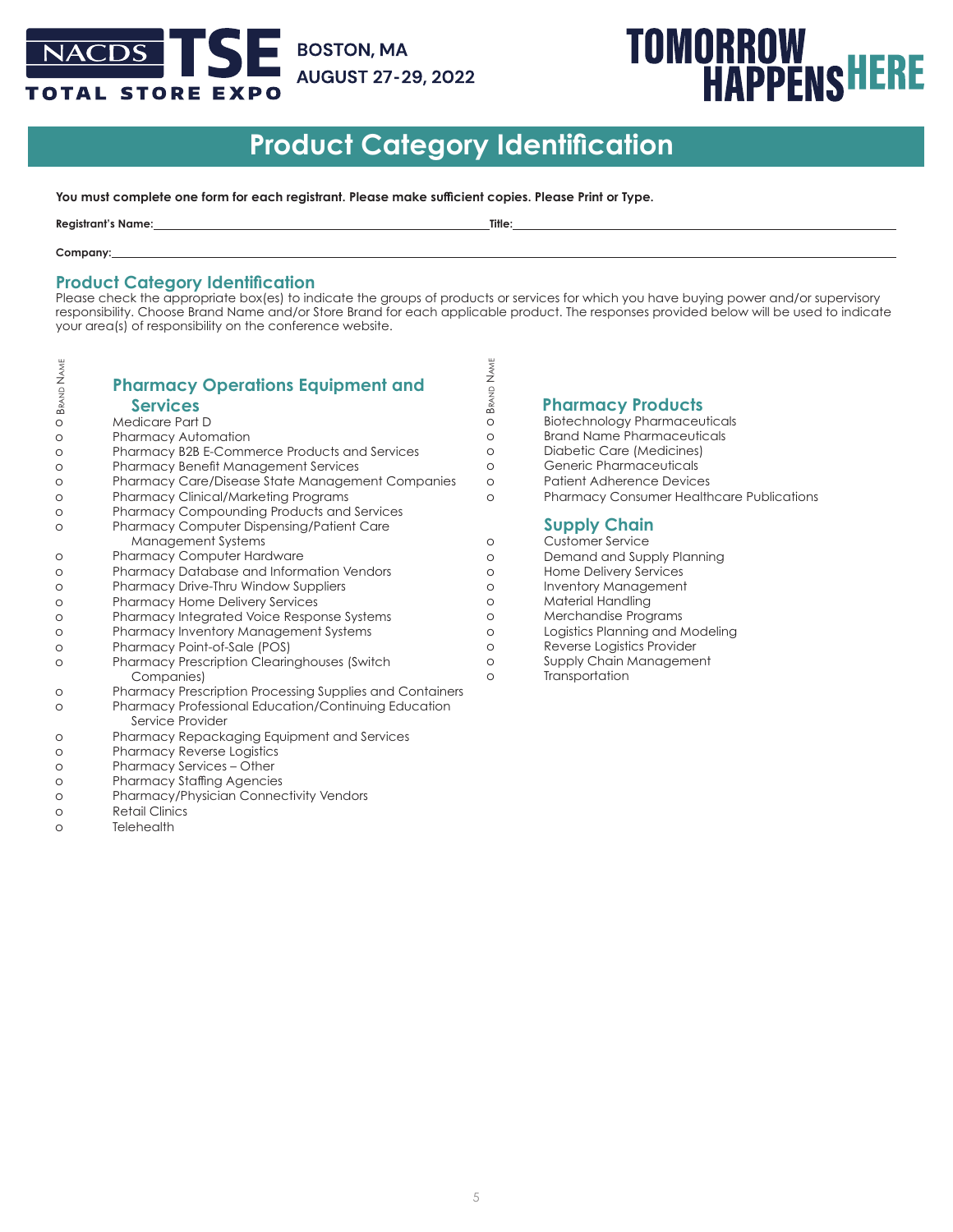NACDS TSE TOTAL STORE EXPO

BOSTON, MA
AUGUST 27-29, 2022

TOMORROW HAPPENS HERE

# Product Category Identification

**You must complete one form for each registrant. Please make sufficient copies. Please Print or Type.**

**Registrant's Name:**\_\_\_\_\_\_\_\_\_\_\_\_\_\_\_\_\_\_\_\_\_\_\_\_\_\_\_\_ **Title:**\_\_\_\_\_\_\_\_\_\_\_\_\_\_\_\_\_\_\_\_\_\_\_\_\_\_\_\_

**Company:**\_\_\_\_\_\_\_\_\_\_\_\_\_\_\_\_\_\_\_\_\_\_\_\_\_\_\_\_\_\_\_\_\_\_\_\_\_\_\_\_\_\_\_\_\_\_\_\_\_\_\_\_

## Product Category Identification

Please check the appropriate box(es) to indicate the groups of products or services for which you have buying power and/or supervisory responsibility. Choose Brand Name and/or Store Brand for each applicable product. The responses provided below will be used to indicate your area(s) of responsibility on the conference website.

### Pharmacy Operations Equipment and Services

Brand Name

- o Medicare Part D
- o Pharmacy Automation
- o Pharmacy B2B E-Commerce Products and Services
- o Pharmacy Benefit Management Services
- o Pharmacy Care/Disease State Management Companies
- o Pharmacy Clinical/Marketing Programs
- o Pharmacy Compounding Products and Services
- o Pharmacy Computer Dispensing/Patient Care Management Systems
- o Pharmacy Computer Hardware
- o Pharmacy Database and Information Vendors
- o Pharmacy Drive-Thru Window Suppliers
- o Pharmacy Home Delivery Services
- o Pharmacy Integrated Voice Response Systems
- o Pharmacy Inventory Management Systems
- o Pharmacy Point-of-Sale (POS)
- o Pharmacy Prescription Clearinghouses (Switch Companies)
- o Pharmacy Prescription Processing Supplies and Containers
- o Pharmacy Professional Education/Continuing Education Service Provider
- o Pharmacy Repackaging Equipment and Services
- o Pharmacy Reverse Logistics
- o Pharmacy Services – Other
- o Pharmacy Staffing Agencies
- o Pharmacy/Physician Connectivity Vendors
- o Retail Clinics
- o Telehealth

### Pharmacy Products

Brand Name

- o Biotechnology Pharmaceuticals
- o Brand Name Pharmaceuticals
- o Diabetic Care (Medicines)
- o Generic Pharmaceuticals
- o Patient Adherence Devices
- o Pharmacy Consumer Healthcare Publications

### Supply Chain

- o Customer Service
- o Demand and Supply Planning
- o Home Delivery Services
- o Inventory Management
- o Material Handling
- o Merchandise Programs
- o Logistics Planning and Modeling
- o Reverse Logistics Provider
- o Supply Chain Management
- o Transportation